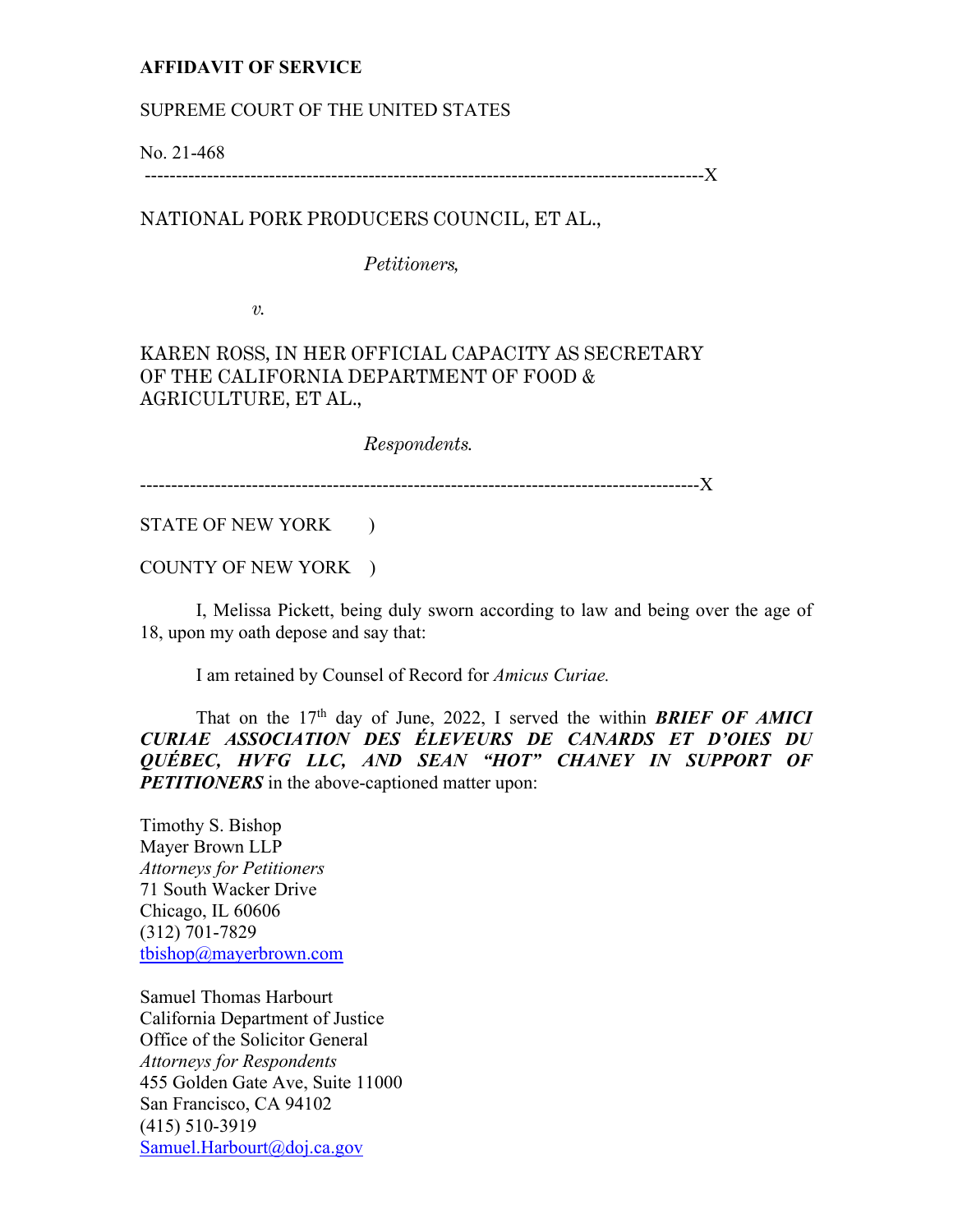**AFFIDAVIT OF SERVICE**

SUPREME COURT OF THE UNITED STATES

No. 21-468

------------------------------------------------------------------------------------------X

NATIONAL PORK PRODUCERS COUNCIL, ET AL.,

*Petitioners,*

*v.*

KAREN ROSS, IN HER OFFICIAL CAPACITY AS SECRETARY OF THE CALIFORNIA DEPARTMENT OF FOOD & AGRICULTURE, ET AL.,

*Respondents.*

------------------------------------------------------------------------------------------X

STATE OF NEW YORK )

COUNTY OF NEW YORK )

I, Melissa Pickett, being duly sworn according to law and being over the age of 18, upon my oath depose and say that:

I am retained by Counsel of Record for *Amicus Curiae.*

That on the 17th day of June, 2022, I served the within ***BRIEF OF AMICI CURIAE ASSOCIATION DES ÉLEVEURS DE CANARDS ET D'OIES DU QUÉBEC, HVFG LLC, AND SEAN "HOT" CHANEY IN SUPPORT OF PETITIONERS*** in the above-captioned matter upon:

Timothy S. Bishop
Mayer Brown LLP
*Attorneys for Petitioners*
71 South Wacker Drive
Chicago, IL 60606
(312) 701-7829
tbishop@mayerbrown.com

Samuel Thomas Harbourt
California Department of Justice
Office of the Solicitor General
*Attorneys for Respondents*
455 Golden Gate Ave, Suite 11000
San Francisco, CA 94102
(415) 510-3919
Samuel.Harbourt@doj.ca.gov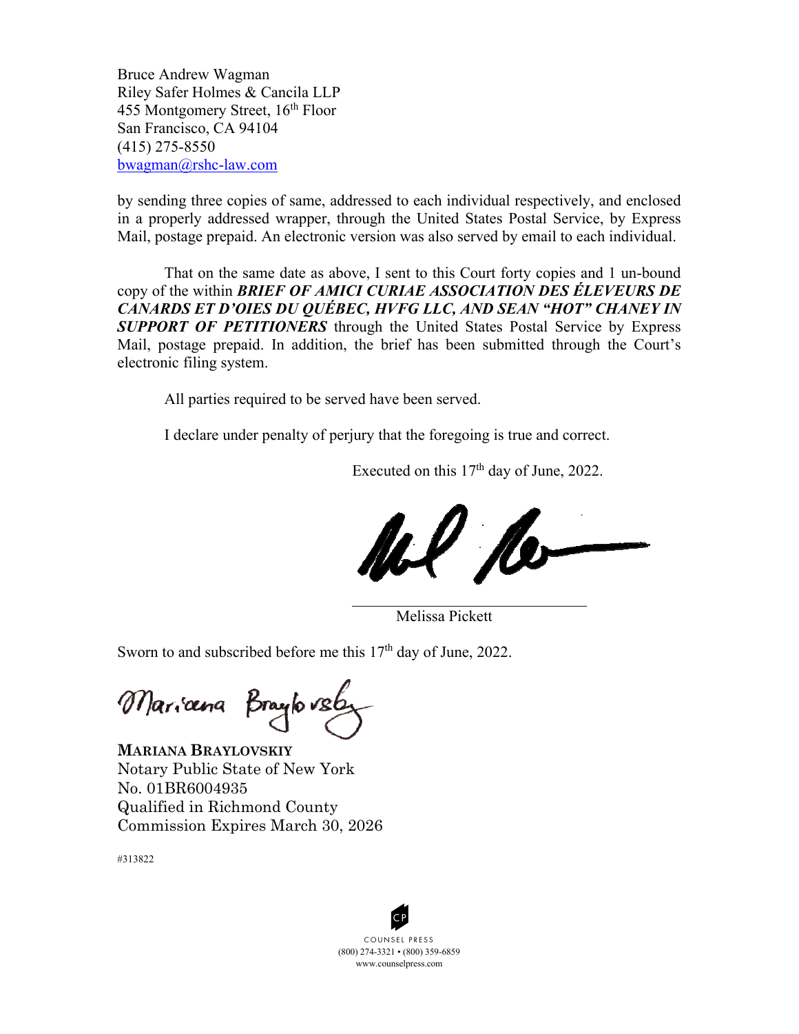Bruce Andrew Wagman
Riley Safer Holmes & Cancila LLP
455 Montgomery Street, 16th Floor
San Francisco, CA 94104
(415) 275-8550
bwagman@rshc-law.com

by sending three copies of same, addressed to each individual respectively, and enclosed in a properly addressed wrapper, through the United States Postal Service, by Express Mail, postage prepaid. An electronic version was also served by email to each individual.

That on the same date as above, I sent to this Court forty copies and 1 un-bound copy of the within ***BRIEF OF AMICI CURIAE ASSOCIATION DES ÉLEVEURS DE CANARDS ET D'OIES DU QUÉBEC, HVFG LLC, AND SEAN "HOT" CHANEY IN SUPPORT OF PETITIONERS*** through the United States Postal Service by Express Mail, postage prepaid. In addition, the brief has been submitted through the Court's electronic filing system.

All parties required to be served have been served.

I declare under penalty of perjury that the foregoing is true and correct.

Executed on this 17th day of June, 2022.

Melissa Pickett

Sworn to and subscribed before me this 17th day of June, 2022.

**MARIANA BRAYLOVSKIY**
Notary Public State of New York
No. 01BR6004935
Qualified in Richmond County
Commission Expires March 30, 2026

#313822

COUNSEL PRESS
(800) 274-3321 • (800) 359-6859
www.counselpress.com